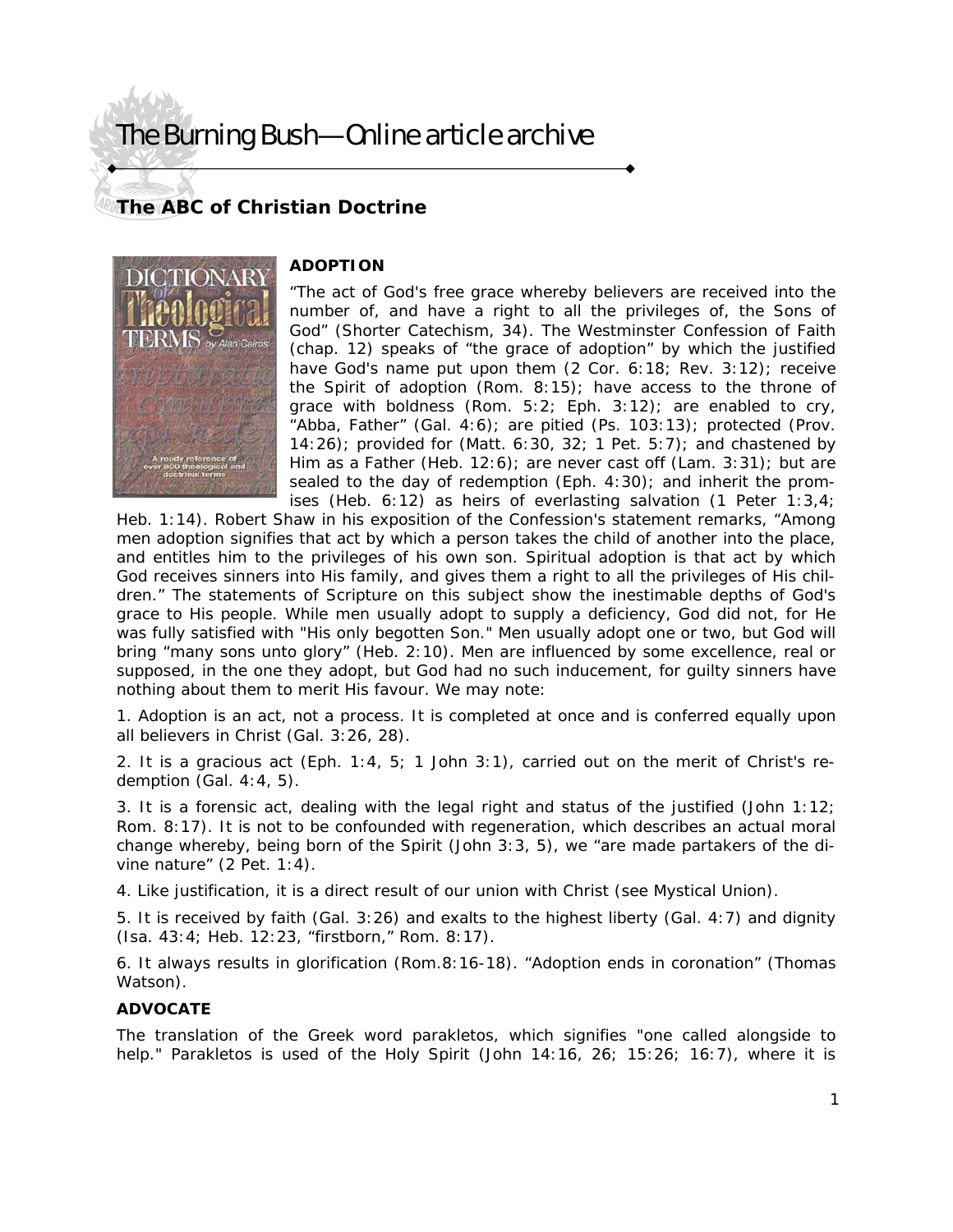# The Burning Bush—Online article archive

## The ABC of Christian Doctrine

### ADOPTION

"The act of God's free grace whereby believers are received into the number of, and have a right to all the privileges of, the Sons of God" (Shorter Catechism, 34). The Westminster Confession of Faith (chap. 12) speaks of "the grace of adoption" by which the justified have God's name put upon them (2 Cor. 6:18; Rev. 3:12); receive the Spirit of adoption (Rom. 8:15); have access to the throne of grace with boldness (Rom. 5:2; Eph. 3:12); are enabled to cry, "Abba, Father" (Gal. 4:6); are pitied (Ps. 103:13); protected (Prov. 14:26); provided for (Matt. 6:30, 32; 1 Pet. 5:7); and chastened by Him as a Father (Heb. 12:6); are never cast off (Lam. 3:31); but are sealed to the day of redemption (Eph. 4:30); and inherit the promises (Heb. 6:12) as heirs of everlasting salvation (1 Peter 1:3,4; Heb. 1:14). Robert Shaw in his exposition of the Confession's statement remarks, "Among men adoption signifies that act by which a person takes the child of another into the place, and entitles him to the privileges of his own son. Spiritual adoption is that act by which God receives sinners into His family, and gives them a right to all the privileges of His children." The statements of Scripture on this subject show the inestimable depths of God's grace to His people. While men usually adopt to supply a deficiency, God did not, for He was fully satisfied with "His only begotten Son." Men usually adopt one or two, but God will bring "many sons unto glory" (Heb. 2:10). Men are influenced by some excellence, real or supposed, in the one they adopt, but God had no such inducement, for guilty sinners have nothing about them to merit His favour. We may note:

1. Adoption is an act, not a process. It is completed at once and is conferred equally upon all believers in Christ (Gal. 3:26, 28).

2. It is a gracious act (Eph. 1:4, 5; 1 John 3:1), carried out on the merit of Christ's redemption (Gal. 4:4, 5).

3. It is a forensic act, dealing with the legal right and status of the justified (John 1:12; Rom. 8:17). It is not to be confounded with regeneration, which describes an actual moral change whereby, being born of the Spirit (John 3:3, 5), we "are made partakers of the divine nature" (2 Pet. 1:4).

4. Like justification, it is a direct result of our union with Christ (see Mystical Union).

5. It is received by faith (Gal. 3:26) and exalts to the highest liberty (Gal. 4:7) and dignity (Isa. 43:4; Heb. 12:23, "firstborn," Rom. 8:17).

6. It always results in glorification (Rom.8:16-18). "Adoption ends in coronation" (Thomas Watson).

### ADVOCATE

The translation of the Greek word parakletos, which signifies "one called alongside to help." Parakletos is used of the Holy Spirit (John 14:16, 26; 15:26; 16:7), where it is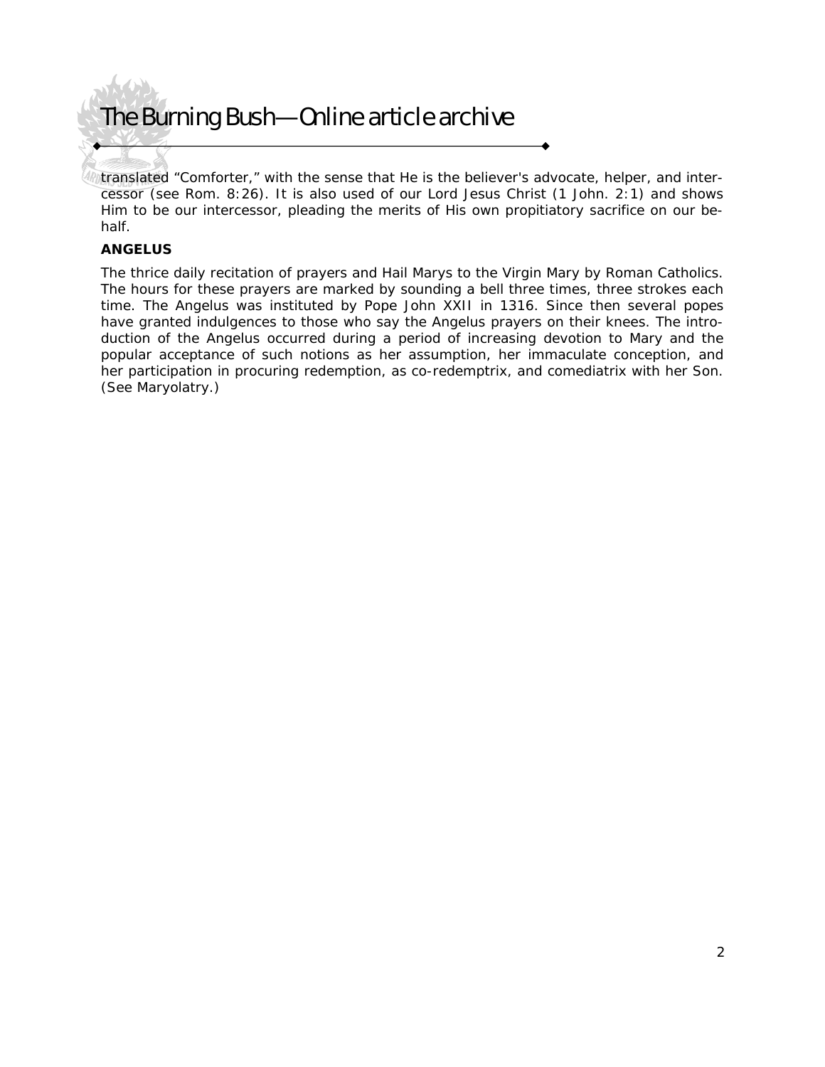translated “Comforter,” with the sense that He is the believer's advocate, helper, and intercessor (see Rom. 8:26). It is also used of our Lord Jesus Christ (1 John. 2:1) and shows Him to be our intercessor, pleading the merits of His own propitiatory sacrifice on our behalf.

**ANGELUS**

The thrice daily recitation of prayers and Hail Marys to the Virgin Mary by Roman Catholics. The hours for these prayers are marked by sounding a bell three times, three strokes each time. The Angelus was instituted by Pope John XXII in 1316. Since then several popes have granted indulgences to those who say the Angelus prayers on their knees. The introduction of the Angelus occurred during a period of increasing devotion to Mary and the popular acceptance of such notions as her assumption, her immaculate conception, and her participation in procuring redemption, as co-redemptrix, and comediatrix with her Son. (See Maryolatry.)